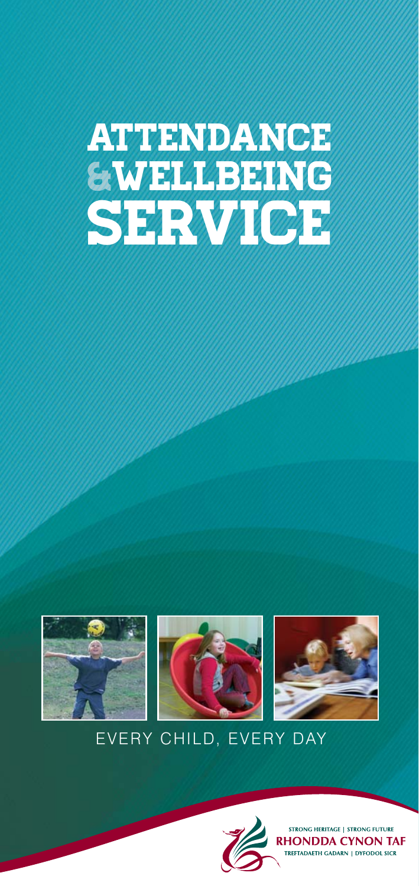# ATTENDANCE &WELLBEING SERVICE

EVERY CHILD, EVERY DAY

STRONG HERITAGE | STRONG FUTURE
RHONDDA CYNON TAF
TREFTADAETH GADARN | DYFODOL SICR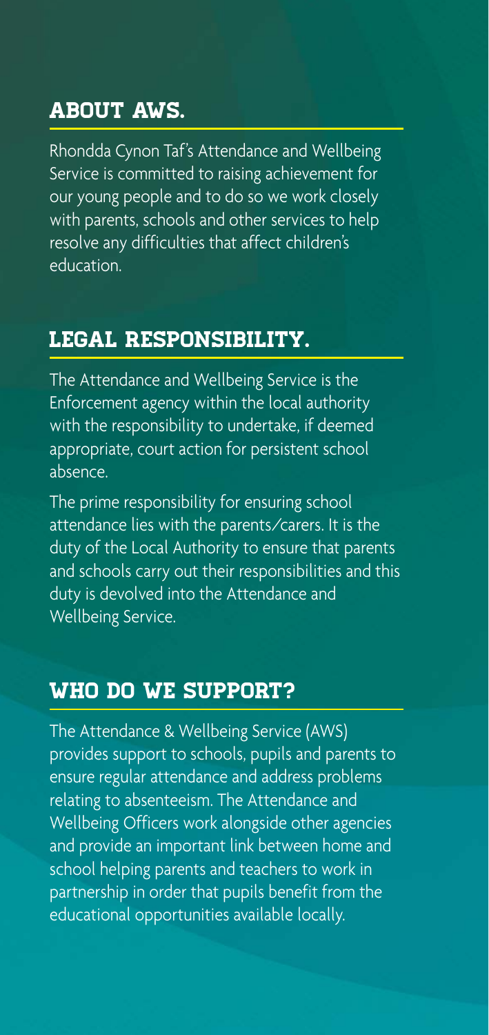## ABOUT AWS.

Rhondda Cynon Taf's Attendance and Wellbeing Service is committed to raising achievement for our young people and to do so we work closely with parents, schools and other services to help resolve any difficulties that affect children's education.

## LEGAL RESPONSIBILITY.

The Attendance and Wellbeing Service is the Enforcement agency within the local authority with the responsibility to undertake, if deemed appropriate, court action for persistent school absence.

The prime responsibility for ensuring school attendance lies with the parents/carers. It is the duty of the Local Authority to ensure that parents and schools carry out their responsibilities and this duty is devolved into the Attendance and Wellbeing Service.

## WHO DO WE SUPPORT?

The Attendance & Wellbeing Service (AWS) provides support to schools, pupils and parents to ensure regular attendance and address problems relating to absenteeism. The Attendance and Wellbeing Officers work alongside other agencies and provide an important link between home and school helping parents and teachers to work in partnership in order that pupils benefit from the educational opportunities available locally.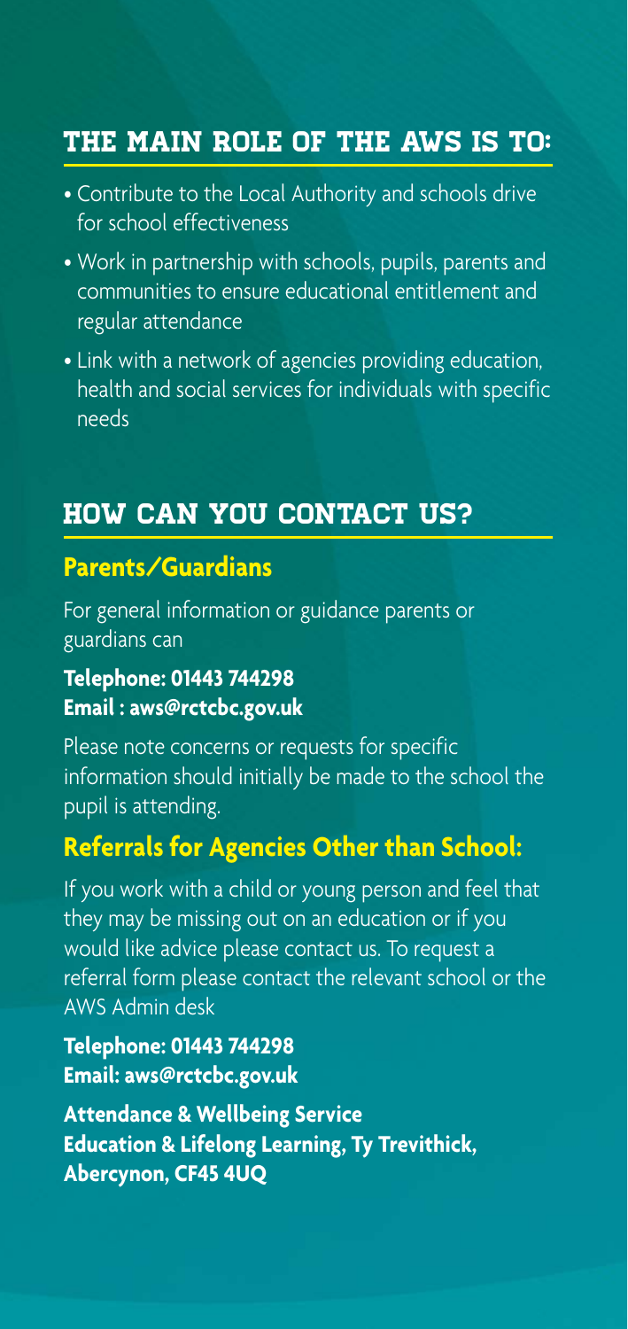## THE MAIN ROLE OF THE AWS IS TO:

- Contribute to the Local Authority and schools drive for school effectiveness
- Work in partnership with schools, pupils, parents and communities to ensure educational entitlement and regular attendance
- Link with a network of agencies providing education, health and social services for individuals with specific needs

## HOW CAN YOU CONTACT US?

### Parents/Guardians

For general information or guidance parents or guardians can

**Telephone: 01443 744298**
**Email : aws@rctcbc.gov.uk**

Please note concerns or requests for specific information should initially be made to the school the pupil is attending.

### Referrals for Agencies Other than School:

If you work with a child or young person and feel that they may be missing out on an education or if you would like advice please contact us. To request a referral form please contact the relevant school or the AWS Admin desk

**Telephone: 01443 744298**
**Email: aws@rctcbc.gov.uk**

**Attendance & Wellbeing Service**
**Education & Lifelong Learning, Ty Trevithick, Abercynon, CF45 4UQ**